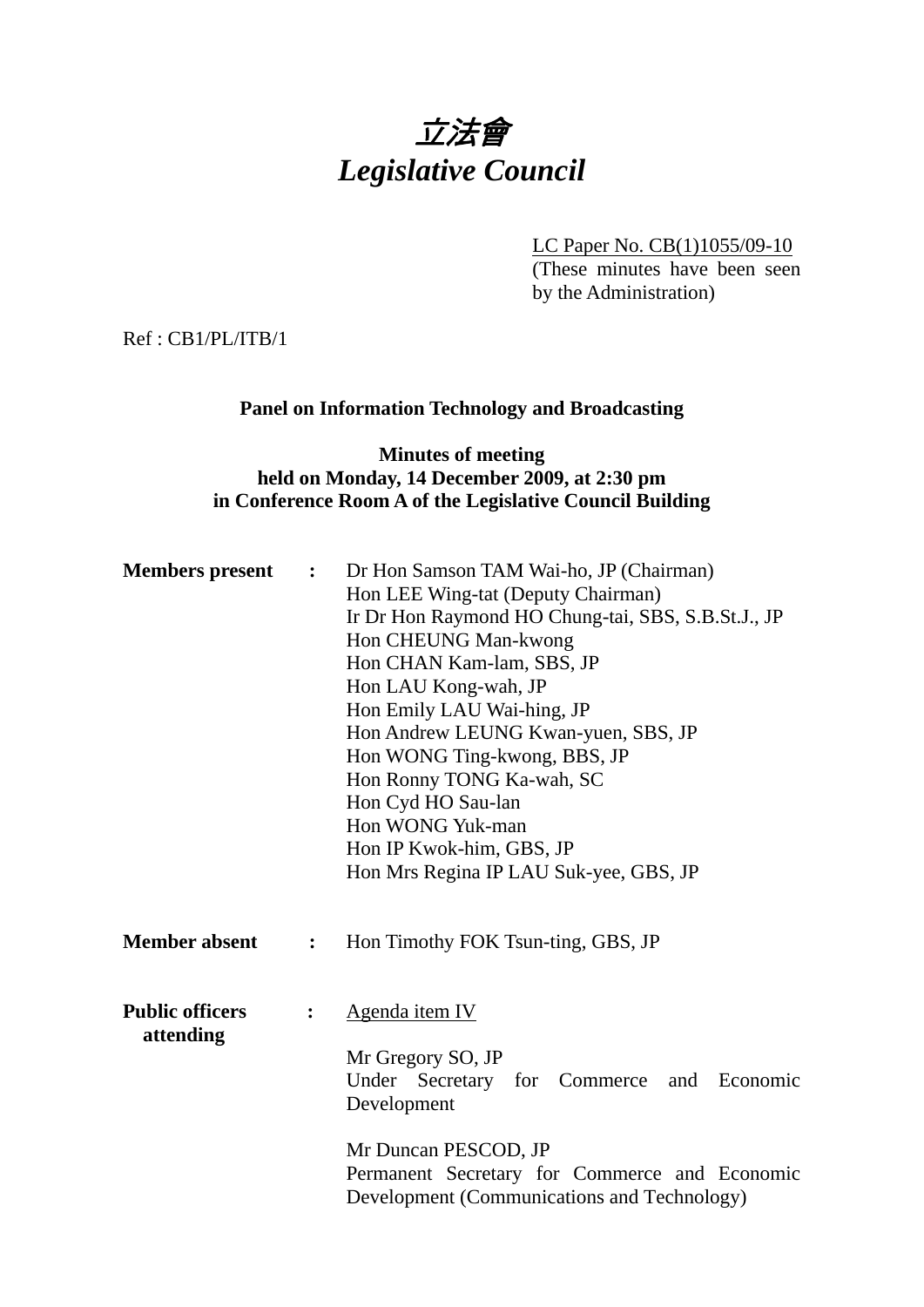# *立法會*
# *Legislative Council*

LC Paper No. CB(1)1055/09-10
(These minutes have been seen by the Administration)

Ref : CB1/PL/ITB/1

**Panel on Information Technology and Broadcasting**

**Minutes of meeting**
**held on Monday, 14 December 2009, at 2:30 pm**
**in Conference Room A of the Legislative Council Building**

**Members present** : Dr Hon Samson TAM Wai-ho, JP (Chairman)
Hon LEE Wing-tat (Deputy Chairman)
Ir Dr Hon Raymond HO Chung-tai, SBS, S.B.St.J., JP
Hon CHEUNG Man-kwong
Hon CHAN Kam-lam, SBS, JP
Hon LAU Kong-wah, JP
Hon Emily LAU Wai-hing, JP
Hon Andrew LEUNG Kwan-yuen, SBS, JP
Hon WONG Ting-kwong, BBS, JP
Hon Ronny TONG Ka-wah, SC
Hon Cyd HO Sau-lan
Hon WONG Yuk-man
Hon IP Kwok-him, GBS, JP
Hon Mrs Regina IP LAU Suk-yee, GBS, JP

**Member absent** : Hon Timothy FOK Tsun-ting, GBS, JP

**Public officers attending** : Agenda item IV

Mr Gregory SO, JP
Under Secretary for Commerce and Economic Development

Mr Duncan PESCOD, JP
Permanent Secretary for Commerce and Economic Development (Communications and Technology)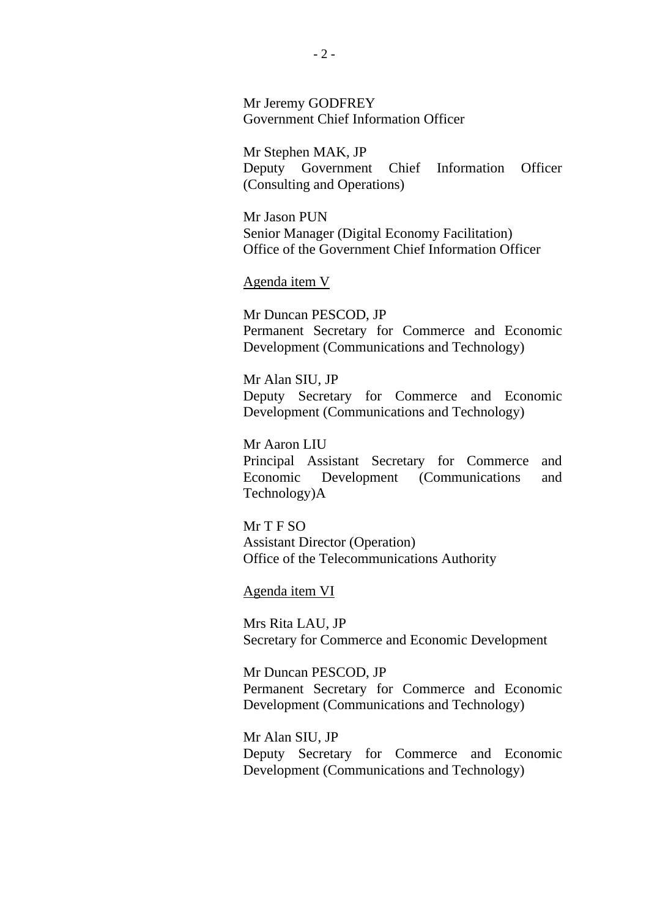Mr Jeremy GODFREY
Government Chief Information Officer

Mr Stephen MAK, JP
Deputy Government Chief Information Officer (Consulting and Operations)

Mr Jason PUN
Senior Manager (Digital Economy Facilitation)
Office of the Government Chief Information Officer

<u>Agenda item V</u>

Mr Duncan PESCOD, JP
Permanent Secretary for Commerce and Economic Development (Communications and Technology)

Mr Alan SIU, JP
Deputy Secretary for Commerce and Economic Development (Communications and Technology)

Mr Aaron LIU
Principal Assistant Secretary for Commerce and Economic Development (Communications and Technology)A

Mr T F SO
Assistant Director (Operation)
Office of the Telecommunications Authority

<u>Agenda item VI</u>

Mrs Rita LAU, JP
Secretary for Commerce and Economic Development

Mr Duncan PESCOD, JP
Permanent Secretary for Commerce and Economic Development (Communications and Technology)

Mr Alan SIU, JP
Deputy Secretary for Commerce and Economic Development (Communications and Technology)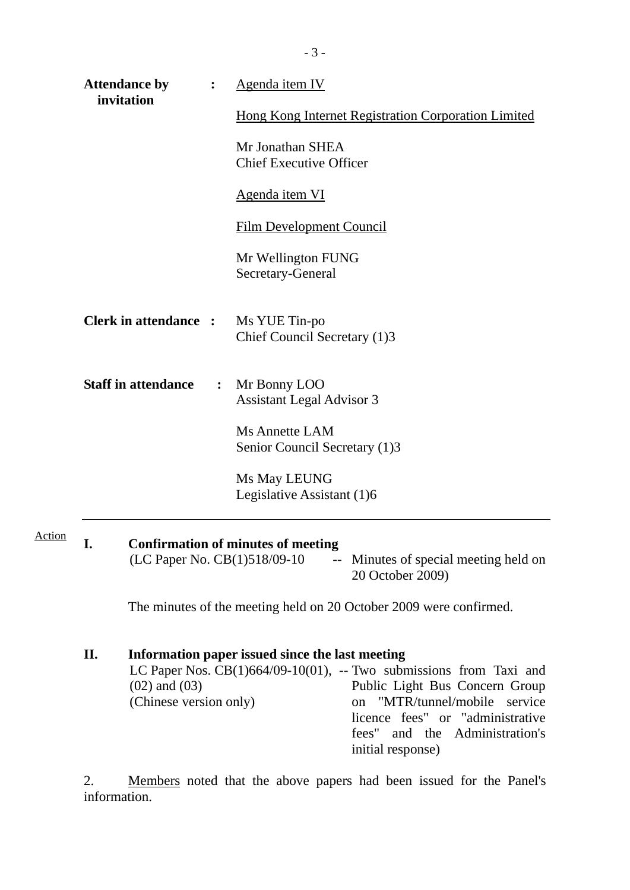**Attendance by invitation** : <u>Agenda item IV</u>

<u>Hong Kong Internet Registration Corporation Limited</u>

Mr Jonathan SHEA
Chief Executive Officer

<u>Agenda item VI</u>

<u>Film Development Council</u>

Mr Wellington FUNG
Secretary-General

**Clerk in attendance** : Ms YUE Tin-po
Chief Council Secretary (1)3

**Staff in attendance** : Mr Bonny LOO
Assistant Legal Advisor 3

Ms Annette LAM
Senior Council Secretary (1)3

Ms May LEUNG
Legislative Assistant (1)6

---

Action

**I. Confirmation of minutes of meeting**

(LC Paper No. CB(1)518/09-10 -- Minutes of special meeting held on 20 October 2009)

The minutes of the meeting held on 20 October 2009 were confirmed.

**II. Information paper issued since the last meeting**

LC Paper Nos. CB(1)664/09-10(01), (02) and (03) (Chinese version only) -- Two submissions from Taxi and Public Light Bus Concern Group on "MTR/tunnel/mobile service licence fees" or "administrative fees" and the Administration's initial response)

2. <u>Members</u> noted that the above papers had been issued for the Panel's information.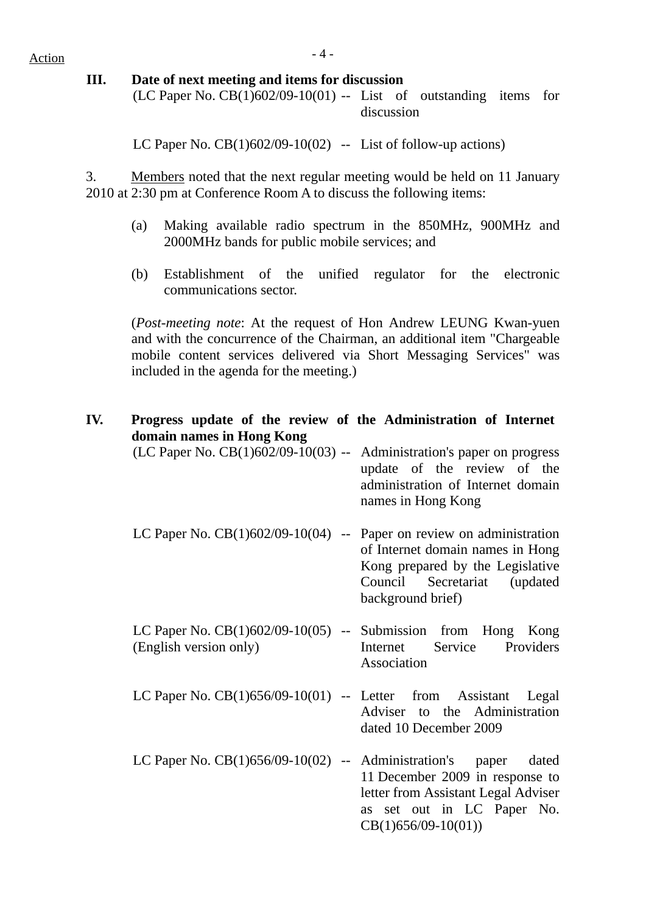Action

### III. Date of next meeting and items for discussion

(LC Paper No. CB(1)602/09-10(01) -- List of outstanding items for discussion

LC Paper No. CB(1)602/09-10(02) -- List of follow-up actions)

3. Members noted that the next regular meeting would be held on 11 January 2010 at 2:30 pm at Conference Room A to discuss the following items:

(a) Making available radio spectrum in the 850MHz, 900MHz and 2000MHz bands for public mobile services; and

(b) Establishment of the unified regulator for the electronic communications sector.

(*Post-meeting note*: At the request of Hon Andrew LEUNG Kwan-yuen and with the concurrence of the Chairman, an additional item "Chargeable mobile content services delivered via Short Messaging Services" was included in the agenda for the meeting.)

### IV. Progress update of the review of the Administration of Internet domain names in Hong Kong

(LC Paper No. CB(1)602/09-10(03) -- Administration's paper on progress update of the review of the administration of Internet domain names in Hong Kong

LC Paper No. CB(1)602/09-10(04) -- Paper on review on administration of Internet domain names in Hong Kong prepared by the Legislative Council Secretariat (updated background brief)

LC Paper No. CB(1)602/09-10(05) (English version only) -- Submission from Hong Kong Internet Service Providers Association

LC Paper No. CB(1)656/09-10(01) -- Letter from Assistant Legal Adviser to the Administration dated 10 December 2009

LC Paper No. CB(1)656/09-10(02) -- Administration's paper dated 11 December 2009 in response to letter from Assistant Legal Adviser as set out in LC Paper No. CB(1)656/09-10(01))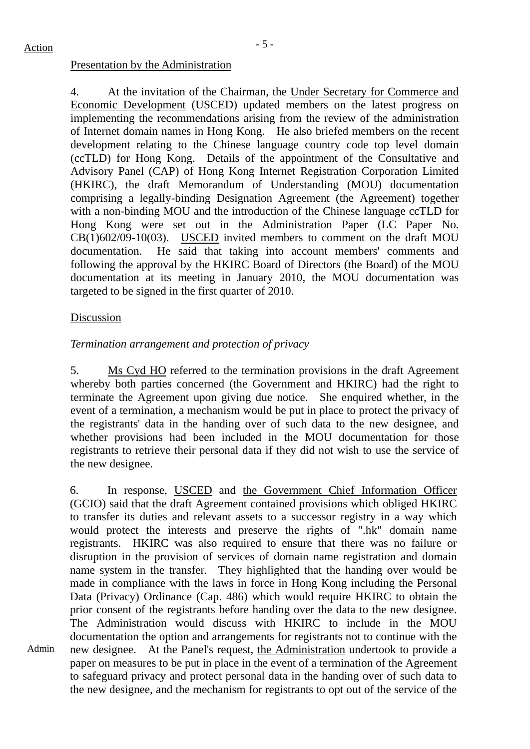Action

Presentation by the Administration

4. At the invitation of the Chairman, the Under Secretary for Commerce and Economic Development (USCED) updated members on the latest progress on implementing the recommendations arising from the review of the administration of Internet domain names in Hong Kong. He also briefed members on the recent development relating to the Chinese language country code top level domain (ccTLD) for Hong Kong. Details of the appointment of the Consultative and Advisory Panel (CAP) of Hong Kong Internet Registration Corporation Limited (HKIRC), the draft Memorandum of Understanding (MOU) documentation comprising a legally-binding Designation Agreement (the Agreement) together with a non-binding MOU and the introduction of the Chinese language ccTLD for Hong Kong were set out in the Administration Paper (LC Paper No. CB(1)602/09-10(03). USCED invited members to comment on the draft MOU documentation. He said that taking into account members' comments and following the approval by the HKIRC Board of Directors (the Board) of the MOU documentation at its meeting in January 2010, the MOU documentation was targeted to be signed in the first quarter of 2010.

Discussion

*Termination arrangement and protection of privacy*

5. Ms Cyd HO referred to the termination provisions in the draft Agreement whereby both parties concerned (the Government and HKIRC) had the right to terminate the Agreement upon giving due notice. She enquired whether, in the event of a termination, a mechanism would be put in place to protect the privacy of the registrants' data in the handing over of such data to the new designee, and whether provisions had been included in the MOU documentation for those registrants to retrieve their personal data if they did not wish to use the service of the new designee.

6. In response, USCED and the Government Chief Information Officer (GCIO) said that the draft Agreement contained provisions which obliged HKIRC to transfer its duties and relevant assets to a successor registry in a way which would protect the interests and preserve the rights of ".hk" domain name registrants. HKIRC was also required to ensure that there was no failure or disruption in the provision of services of domain name registration and domain name system in the transfer. They highlighted that the handing over would be made in compliance with the laws in force in Hong Kong including the Personal Data (Privacy) Ordinance (Cap. 486) which would require HKIRC to obtain the prior consent of the registrants before handing over the data to the new designee. The Administration would discuss with HKIRC to include in the MOU documentation the option and arrangements for registrants not to continue with the new designee. At the Panel's request, the Administration undertook to provide a paper on measures to be put in place in the event of a termination of the Agreement to safeguard privacy and protect personal data in the handing over of such data to the new designee, and the mechanism for registrants to opt out of the service of the

Admin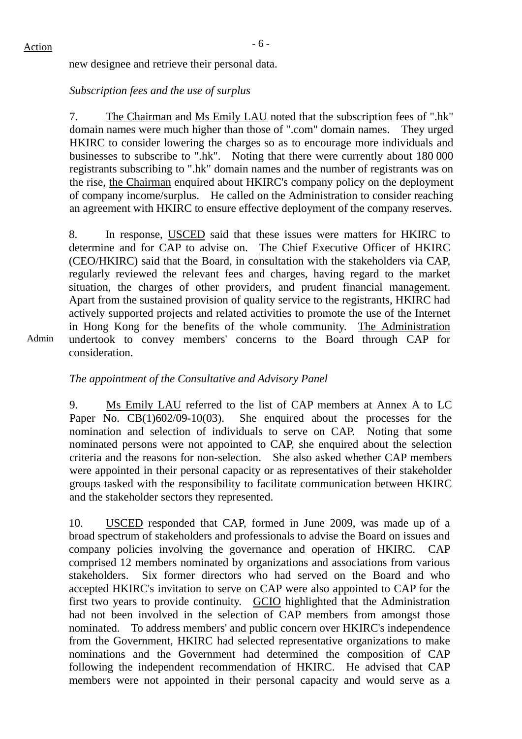Action

new designee and retrieve their personal data.

*Subscription fees and the use of surplus*

7. The Chairman and Ms Emily LAU noted that the subscription fees of ".hk" domain names were much higher than those of ".com" domain names. They urged HKIRC to consider lowering the charges so as to encourage more individuals and businesses to subscribe to ".hk". Noting that there were currently about 180 000 registrants subscribing to ".hk" domain names and the number of registrants was on the rise, the Chairman enquired about HKIRC's company policy on the deployment of company income/surplus. He called on the Administration to consider reaching an agreement with HKIRC to ensure effective deployment of the company reserves.

8. In response, USCED said that these issues were matters for HKIRC to determine and for CAP to advise on. The Chief Executive Officer of HKIRC (CEO/HKIRC) said that the Board, in consultation with the stakeholders via CAP, regularly reviewed the relevant fees and charges, having regard to the market situation, the charges of other providers, and prudent financial management. Apart from the sustained provision of quality service to the registrants, HKIRC had actively supported projects and related activities to promote the use of the Internet in Hong Kong for the benefits of the whole community. The Administration undertook to convey members' concerns to the Board through CAP for consideration.

Admin

*The appointment of the Consultative and Advisory Panel*

9. Ms Emily LAU referred to the list of CAP members at Annex A to LC Paper No. CB(1)602/09-10(03). She enquired about the processes for the nomination and selection of individuals to serve on CAP. Noting that some nominated persons were not appointed to CAP, she enquired about the selection criteria and the reasons for non-selection. She also asked whether CAP members were appointed in their personal capacity or as representatives of their stakeholder groups tasked with the responsibility to facilitate communication between HKIRC and the stakeholder sectors they represented.

10. USCED responded that CAP, formed in June 2009, was made up of a broad spectrum of stakeholders and professionals to advise the Board on issues and company policies involving the governance and operation of HKIRC. CAP comprised 12 members nominated by organizations and associations from various stakeholders. Six former directors who had served on the Board and who accepted HKIRC's invitation to serve on CAP were also appointed to CAP for the first two years to provide continuity. GCIO highlighted that the Administration had not been involved in the selection of CAP members from amongst those nominated. To address members' and public concern over HKIRC's independence from the Government, HKIRC had selected representative organizations to make nominations and the Government had determined the composition of CAP following the independent recommendation of HKIRC. He advised that CAP members were not appointed in their personal capacity and would serve as a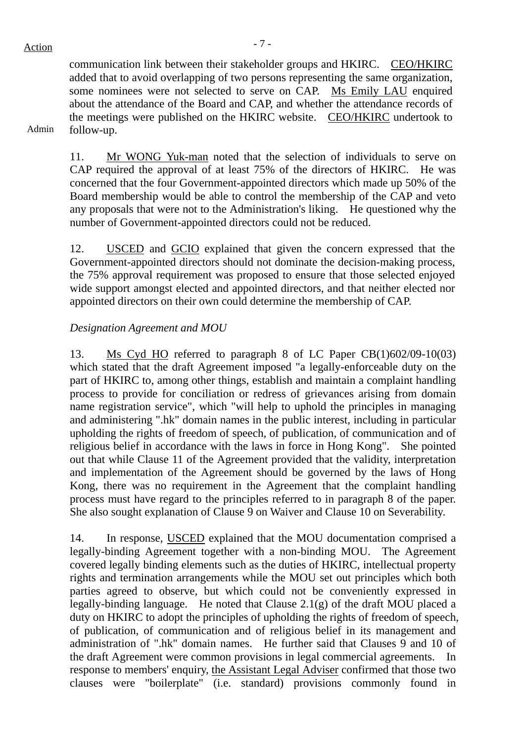Action

communication link between their stakeholder groups and HKIRC. CEO/HKIRC added that to avoid overlapping of two persons representing the same organization, some nominees were not selected to serve on CAP. Ms Emily LAU enquired about the attendance of the Board and CAP, and whether the attendance records of the meetings were published on the HKIRC website. CEO/HKIRC undertook to follow-up.

Admin

11. Mr WONG Yuk-man noted that the selection of individuals to serve on CAP required the approval of at least 75% of the directors of HKIRC. He was concerned that the four Government-appointed directors which made up 50% of the Board membership would be able to control the membership of the CAP and veto any proposals that were not to the Administration's liking. He questioned why the number of Government-appointed directors could not be reduced.

12. USCED and GCIO explained that given the concern expressed that the Government-appointed directors should not dominate the decision-making process, the 75% approval requirement was proposed to ensure that those selected enjoyed wide support amongst elected and appointed directors, and that neither elected nor appointed directors on their own could determine the membership of CAP.

*Designation Agreement and MOU*

13. Ms Cyd HO referred to paragraph 8 of LC Paper CB(1)602/09-10(03) which stated that the draft Agreement imposed "a legally-enforceable duty on the part of HKIRC to, among other things, establish and maintain a complaint handling process to provide for conciliation or redress of grievances arising from domain name registration service", which "will help to uphold the principles in managing and administering ".hk" domain names in the public interest, including in particular upholding the rights of freedom of speech, of publication, of communication and of religious belief in accordance with the laws in force in Hong Kong". She pointed out that while Clause 11 of the Agreement provided that the validity, interpretation and implementation of the Agreement should be governed by the laws of Hong Kong, there was no requirement in the Agreement that the complaint handling process must have regard to the principles referred to in paragraph 8 of the paper. She also sought explanation of Clause 9 on Waiver and Clause 10 on Severability.

14. In response, USCED explained that the MOU documentation comprised a legally-binding Agreement together with a non-binding MOU. The Agreement covered legally binding elements such as the duties of HKIRC, intellectual property rights and termination arrangements while the MOU set out principles which both parties agreed to observe, but which could not be conveniently expressed in legally-binding language. He noted that Clause 2.1(g) of the draft MOU placed a duty on HKIRC to adopt the principles of upholding the rights of freedom of speech, of publication, of communication and of religious belief in its management and administration of ".hk" domain names. He further said that Clauses 9 and 10 of the draft Agreement were common provisions in legal commercial agreements. In response to members' enquiry, the Assistant Legal Adviser confirmed that those two clauses were "boilerplate" (i.e. standard) provisions commonly found in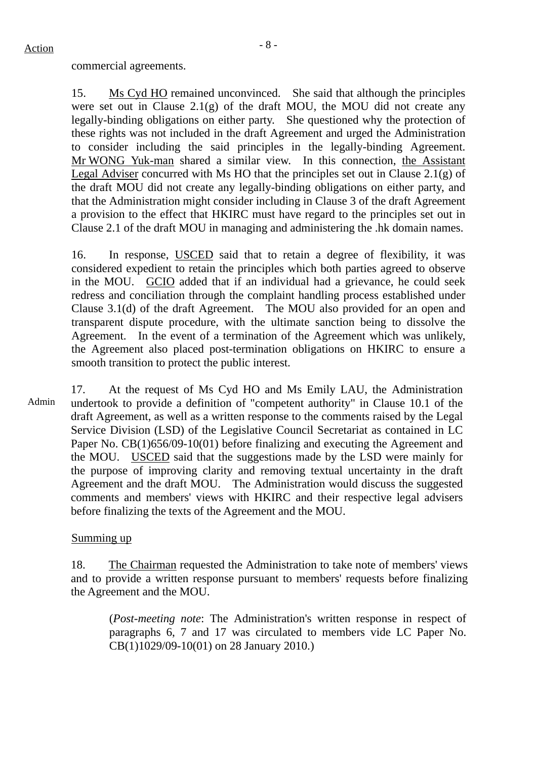commercial agreements.

15. Ms Cyd HO remained unconvinced. She said that although the principles were set out in Clause 2.1(g) of the draft MOU, the MOU did not create any legally-binding obligations on either party. She questioned why the protection of these rights was not included in the draft Agreement and urged the Administration to consider including the said principles in the legally-binding Agreement. Mr WONG Yuk-man shared a similar view. In this connection, the Assistant Legal Adviser concurred with Ms HO that the principles set out in Clause 2.1(g) of the draft MOU did not create any legally-binding obligations on either party, and that the Administration might consider including in Clause 3 of the draft Agreement a provision to the effect that HKIRC must have regard to the principles set out in Clause 2.1 of the draft MOU in managing and administering the .hk domain names.

16. In response, USCED said that to retain a degree of flexibility, it was considered expedient to retain the principles which both parties agreed to observe in the MOU. GCIO added that if an individual had a grievance, he could seek redress and conciliation through the complaint handling process established under Clause 3.1(d) of the draft Agreement. The MOU also provided for an open and transparent dispute procedure, with the ultimate sanction being to dissolve the Agreement. In the event of a termination of the Agreement which was unlikely, the Agreement also placed post-termination obligations on HKIRC to ensure a smooth transition to protect the public interest.

Admin

17. At the request of Ms Cyd HO and Ms Emily LAU, the Administration undertook to provide a definition of "competent authority" in Clause 10.1 of the draft Agreement, as well as a written response to the comments raised by the Legal Service Division (LSD) of the Legislative Council Secretariat as contained in LC Paper No. CB(1)656/09-10(01) before finalizing and executing the Agreement and the MOU. USCED said that the suggestions made by the LSD were mainly for the purpose of improving clarity and removing textual uncertainty in the draft Agreement and the draft MOU. The Administration would discuss the suggested comments and members' views with HKIRC and their respective legal advisers before finalizing the texts of the Agreement and the MOU.

Summing up

18. The Chairman requested the Administration to take note of members' views and to provide a written response pursuant to members' requests before finalizing the Agreement and the MOU.

> (*Post-meeting note*: The Administration's written response in respect of paragraphs 6, 7 and 17 was circulated to members vide LC Paper No. CB(1)1029/09-10(01) on 28 January 2010.)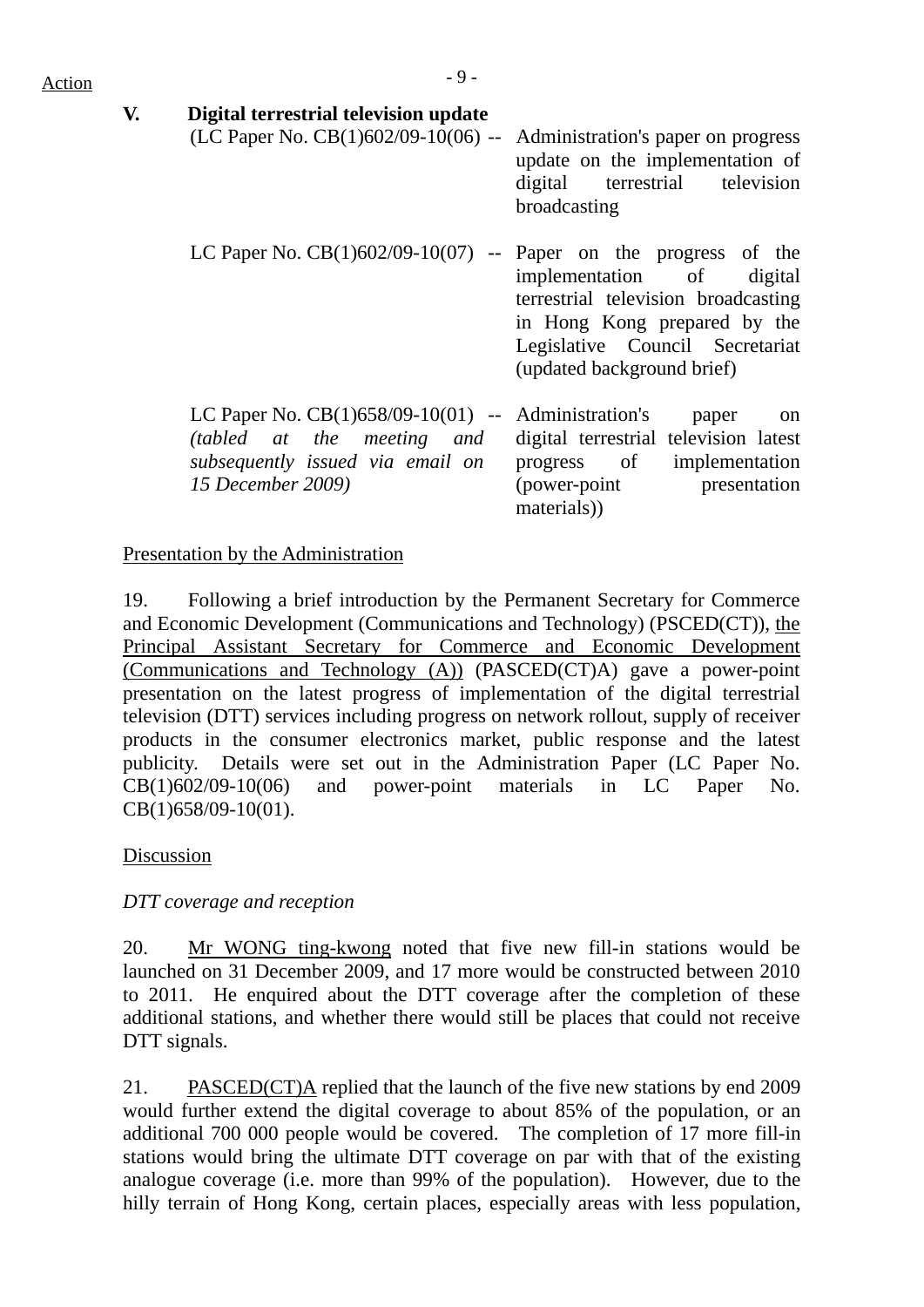Action

**V. Digital terrestrial television update**

(LC Paper No. CB(1)602/09-10(06) -- Administration's paper on progress update on the implementation of digital terrestrial television broadcasting

LC Paper No. CB(1)602/09-10(07) -- Paper on the progress of the implementation of digital terrestrial television broadcasting in Hong Kong prepared by the Legislative Council Secretariat (updated background brief)

LC Paper No. CB(1)658/09-10(01) -- *(tabled at the meeting and subsequently issued via email on 15 December 2009)* Administration's paper on digital terrestrial television latest progress of implementation (power-point presentation materials))

Presentation by the Administration

19. Following a brief introduction by the Permanent Secretary for Commerce and Economic Development (Communications and Technology) (PSCED(CT)), the Principal Assistant Secretary for Commerce and Economic Development (Communications and Technology (A)) (PASCED(CT)A) gave a power-point presentation on the latest progress of implementation of the digital terrestrial television (DTT) services including progress on network rollout, supply of receiver products in the consumer electronics market, public response and the latest publicity. Details were set out in the Administration Paper (LC Paper No. CB(1)602/09-10(06) and power-point materials in LC Paper No. CB(1)658/09-10(01).

Discussion

*DTT coverage and reception*

20. Mr WONG ting-kwong noted that five new fill-in stations would be launched on 31 December 2009, and 17 more would be constructed between 2010 to 2011. He enquired about the DTT coverage after the completion of these additional stations, and whether there would still be places that could not receive DTT signals.

21. PASCED(CT)A replied that the launch of the five new stations by end 2009 would further extend the digital coverage to about 85% of the population, or an additional 700 000 people would be covered. The completion of 17 more fill-in stations would bring the ultimate DTT coverage on par with that of the existing analogue coverage (i.e. more than 99% of the population). However, due to the hilly terrain of Hong Kong, certain places, especially areas with less population,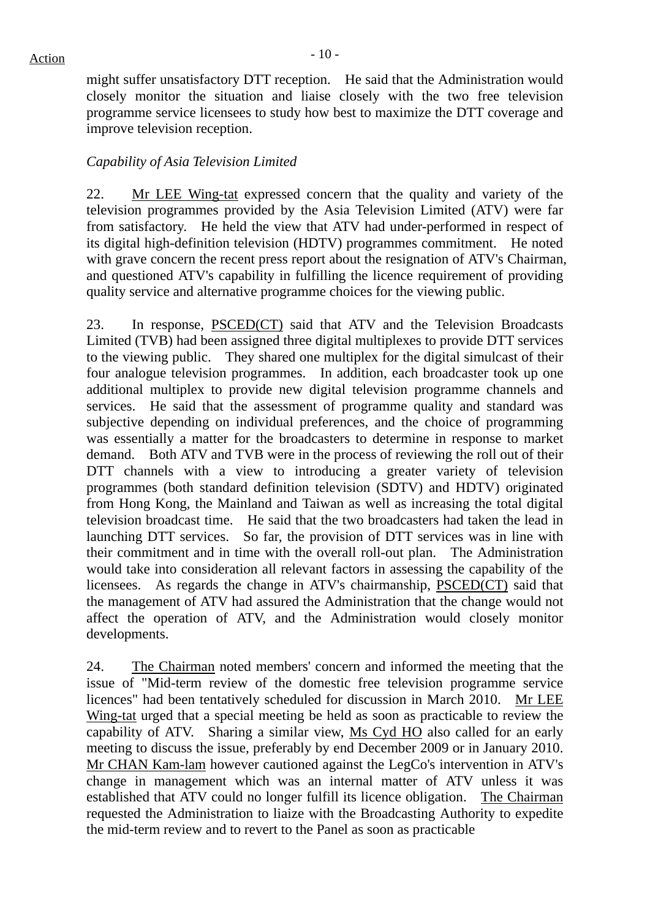might suffer unsatisfactory DTT reception. He said that the Administration would closely monitor the situation and liaise closely with the two free television programme service licensees to study how best to maximize the DTT coverage and improve television reception.

*Capability of Asia Television Limited*

22. Mr LEE Wing-tat expressed concern that the quality and variety of the television programmes provided by the Asia Television Limited (ATV) were far from satisfactory. He held the view that ATV had under-performed in respect of its digital high-definition television (HDTV) programmes commitment. He noted with grave concern the recent press report about the resignation of ATV's Chairman, and questioned ATV's capability in fulfilling the licence requirement of providing quality service and alternative programme choices for the viewing public.

23. In response, PSCED(CT) said that ATV and the Television Broadcasts Limited (TVB) had been assigned three digital multiplexes to provide DTT services to the viewing public. They shared one multiplex for the digital simulcast of their four analogue television programmes. In addition, each broadcaster took up one additional multiplex to provide new digital television programme channels and services. He said that the assessment of programme quality and standard was subjective depending on individual preferences, and the choice of programming was essentially a matter for the broadcasters to determine in response to market demand. Both ATV and TVB were in the process of reviewing the roll out of their DTT channels with a view to introducing a greater variety of television programmes (both standard definition television (SDTV) and HDTV) originated from Hong Kong, the Mainland and Taiwan as well as increasing the total digital television broadcast time. He said that the two broadcasters had taken the lead in launching DTT services. So far, the provision of DTT services was in line with their commitment and in time with the overall roll-out plan. The Administration would take into consideration all relevant factors in assessing the capability of the licensees. As regards the change in ATV's chairmanship, PSCED(CT) said that the management of ATV had assured the Administration that the change would not affect the operation of ATV, and the Administration would closely monitor developments.

24. The Chairman noted members' concern and informed the meeting that the issue of "Mid-term review of the domestic free television programme service licences" had been tentatively scheduled for discussion in March 2010. Mr LEE Wing-tat urged that a special meeting be held as soon as practicable to review the capability of ATV. Sharing a similar view, Ms Cyd HO also called for an early meeting to discuss the issue, preferably by end December 2009 or in January 2010. Mr CHAN Kam-lam however cautioned against the LegCo's intervention in ATV's change in management which was an internal matter of ATV unless it was established that ATV could no longer fulfill its licence obligation. The Chairman requested the Administration to liaize with the Broadcasting Authority to expedite the mid-term review and to revert to the Panel as soon as practicable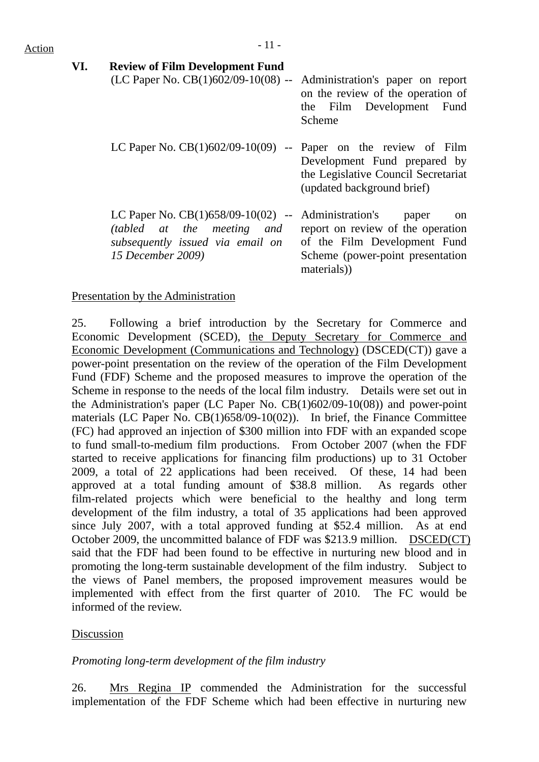Action

### VI. Review of Film Development Fund

(LC Paper No. CB(1)602/09-10(08) -- Administration's paper on report on the review of the operation of the Film Development Fund Scheme

LC Paper No. CB(1)602/09-10(09) -- Paper on the review of Film Development Fund prepared by the Legislative Council Secretariat (updated background brief)

LC Paper No. CB(1)658/09-10(02) -- *(tabled at the meeting and subsequently issued via email on 15 December 2009)* Administration's paper on report on review of the operation of the Film Development Fund Scheme (power-point presentation materials))

Presentation by the Administration

25. Following a brief introduction by the Secretary for Commerce and Economic Development (SCED), the Deputy Secretary for Commerce and Economic Development (Communications and Technology) (DSCED(CT)) gave a power-point presentation on the review of the operation of the Film Development Fund (FDF) Scheme and the proposed measures to improve the operation of the Scheme in response to the needs of the local film industry. Details were set out in the Administration's paper (LC Paper No. CB(1)602/09-10(08)) and power-point materials (LC Paper No. CB(1)658/09-10(02)). In brief, the Finance Committee (FC) had approved an injection of $300 million into FDF with an expanded scope to fund small-to-medium film productions. From October 2007 (when the FDF started to receive applications for financing film productions) up to 31 October 2009, a total of 22 applications had been received. Of these, 14 had been approved at a total funding amount of $38.8 million. As regards other film-related projects which were beneficial to the healthy and long term development of the film industry, a total of 35 applications had been approved since July 2007, with a total approved funding at $52.4 million. As at end October 2009, the uncommitted balance of FDF was $213.9 million. DSCED(CT) said that the FDF had been found to be effective in nurturing new blood and in promoting the long-term sustainable development of the film industry. Subject to the views of Panel members, the proposed improvement measures would be implemented with effect from the first quarter of 2010. The FC would be informed of the review.

Discussion

*Promoting long-term development of the film industry*

26. Mrs Regina IP commended the Administration for the successful implementation of the FDF Scheme which had been effective in nurturing new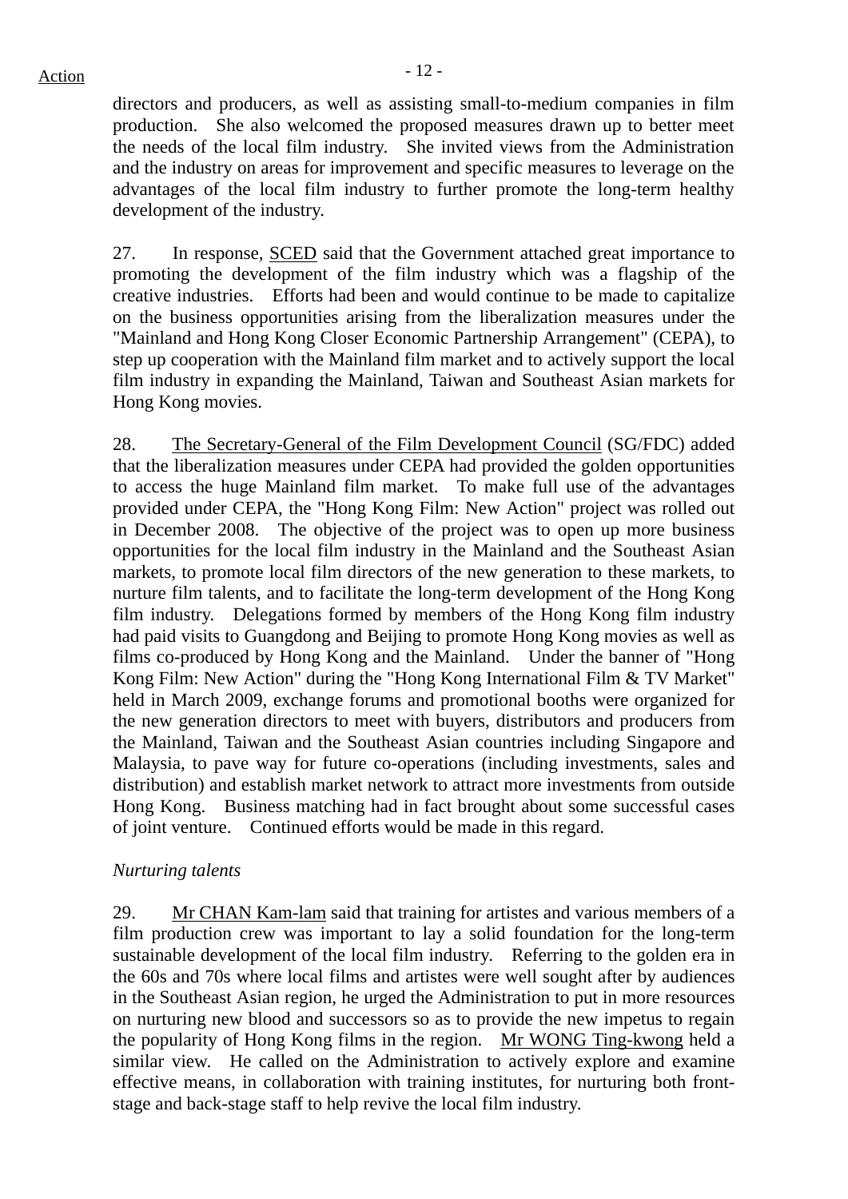directors and producers, as well as assisting small-to-medium companies in film production. She also welcomed the proposed measures drawn up to better meet the needs of the local film industry. She invited views from the Administration and the industry on areas for improvement and specific measures to leverage on the advantages of the local film industry to further promote the long-term healthy development of the industry.

27. In response, SCED said that the Government attached great importance to promoting the development of the film industry which was a flagship of the creative industries. Efforts had been and would continue to be made to capitalize on the business opportunities arising from the liberalization measures under the "Mainland and Hong Kong Closer Economic Partnership Arrangement" (CEPA), to step up cooperation with the Mainland film market and to actively support the local film industry in expanding the Mainland, Taiwan and Southeast Asian markets for Hong Kong movies.

28. The Secretary-General of the Film Development Council (SG/FDC) added that the liberalization measures under CEPA had provided the golden opportunities to access the huge Mainland film market. To make full use of the advantages provided under CEPA, the "Hong Kong Film: New Action" project was rolled out in December 2008. The objective of the project was to open up more business opportunities for the local film industry in the Mainland and the Southeast Asian markets, to promote local film directors of the new generation to these markets, to nurture film talents, and to facilitate the long-term development of the Hong Kong film industry. Delegations formed by members of the Hong Kong film industry had paid visits to Guangdong and Beijing to promote Hong Kong movies as well as films co-produced by Hong Kong and the Mainland. Under the banner of "Hong Kong Film: New Action" during the "Hong Kong International Film & TV Market" held in March 2009, exchange forums and promotional booths were organized for the new generation directors to meet with buyers, distributors and producers from the Mainland, Taiwan and the Southeast Asian countries including Singapore and Malaysia, to pave way for future co-operations (including investments, sales and distribution) and establish market network to attract more investments from outside Hong Kong. Business matching had in fact brought about some successful cases of joint venture. Continued efforts would be made in this regard.

*Nurturing talents*

29. Mr CHAN Kam-lam said that training for artistes and various members of a film production crew was important to lay a solid foundation for the long-term sustainable development of the local film industry. Referring to the golden era in the 60s and 70s where local films and artistes were well sought after by audiences in the Southeast Asian region, he urged the Administration to put in more resources on nurturing new blood and successors so as to provide the new impetus to regain the popularity of Hong Kong films in the region. Mr WONG Ting-kwong held a similar view. He called on the Administration to actively explore and examine effective means, in collaboration with training institutes, for nurturing both front-stage and back-stage staff to help revive the local film industry.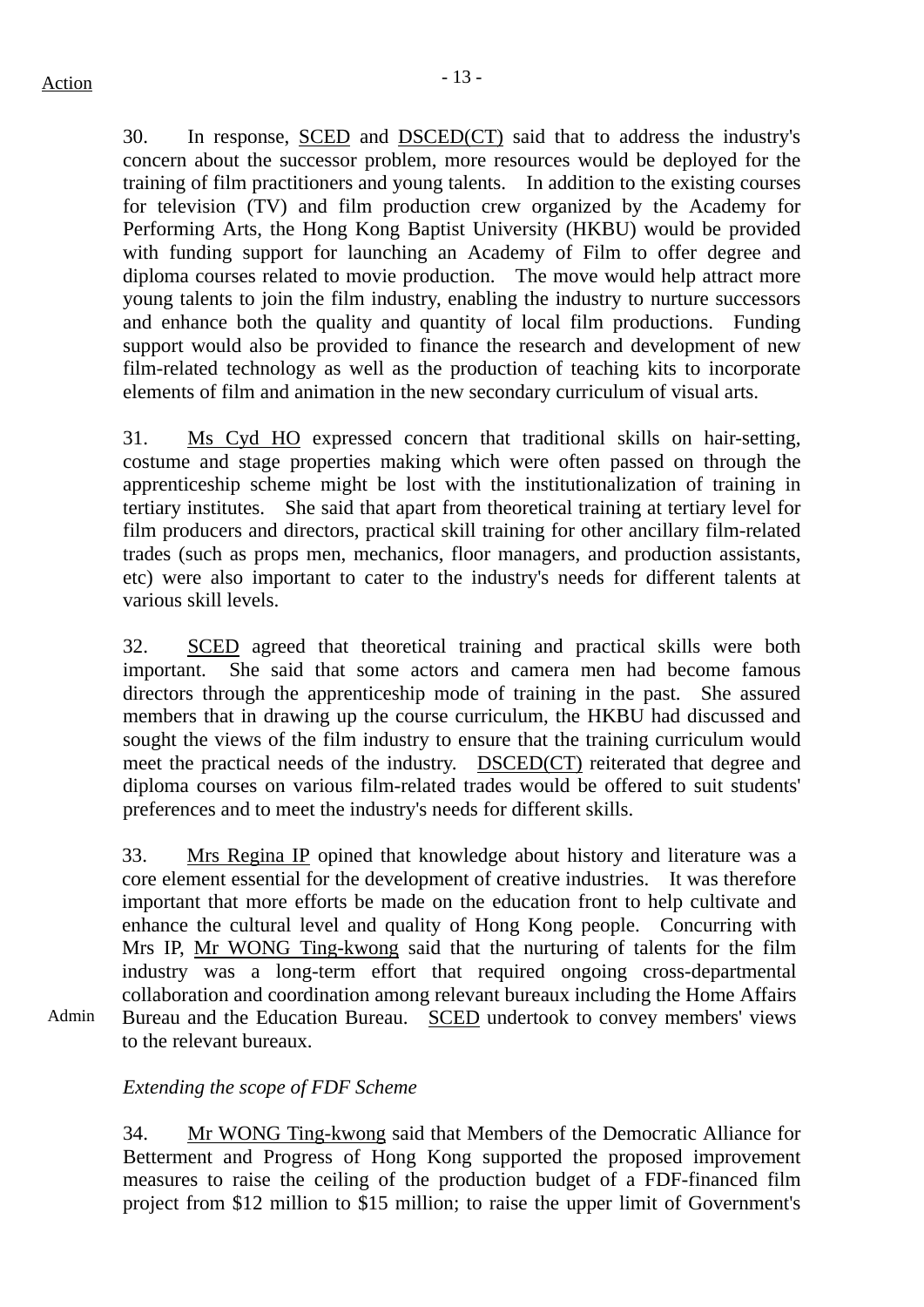30. In response, SCED and DSCED(CT) said that to address the industry's concern about the successor problem, more resources would be deployed for the training of film practitioners and young talents. In addition to the existing courses for television (TV) and film production crew organized by the Academy for Performing Arts, the Hong Kong Baptist University (HKBU) would be provided with funding support for launching an Academy of Film to offer degree and diploma courses related to movie production. The move would help attract more young talents to join the film industry, enabling the industry to nurture successors and enhance both the quality and quantity of local film productions. Funding support would also be provided to finance the research and development of new film-related technology as well as the production of teaching kits to incorporate elements of film and animation in the new secondary curriculum of visual arts.

31. Ms Cyd HO expressed concern that traditional skills on hair-setting, costume and stage properties making which were often passed on through the apprenticeship scheme might be lost with the institutionalization of training in tertiary institutes. She said that apart from theoretical training at tertiary level for film producers and directors, practical skill training for other ancillary film-related trades (such as props men, mechanics, floor managers, and production assistants, etc) were also important to cater to the industry's needs for different talents at various skill levels.

32. SCED agreed that theoretical training and practical skills were both important. She said that some actors and camera men had become famous directors through the apprenticeship mode of training in the past. She assured members that in drawing up the course curriculum, the HKBU had discussed and sought the views of the film industry to ensure that the training curriculum would meet the practical needs of the industry. DSCED(CT) reiterated that degree and diploma courses on various film-related trades would be offered to suit students' preferences and to meet the industry's needs for different skills.

33. Mrs Regina IP opined that knowledge about history and literature was a core element essential for the development of creative industries. It was therefore important that more efforts be made on the education front to help cultivate and enhance the cultural level and quality of Hong Kong people. Concurring with Mrs IP, Mr WONG Ting-kwong said that the nurturing of talents for the film industry was a long-term effort that required ongoing cross-departmental collaboration and coordination among relevant bureaux including the Home Affairs Bureau and the Education Bureau. SCED undertook to convey members' views to the relevant bureaux.

Action: Admin

*Extending the scope of FDF Scheme*

34. Mr WONG Ting-kwong said that Members of the Democratic Alliance for Betterment and Progress of Hong Kong supported the proposed improvement measures to raise the ceiling of the production budget of a FDF-financed film project from $12 million to $15 million; to raise the upper limit of Government's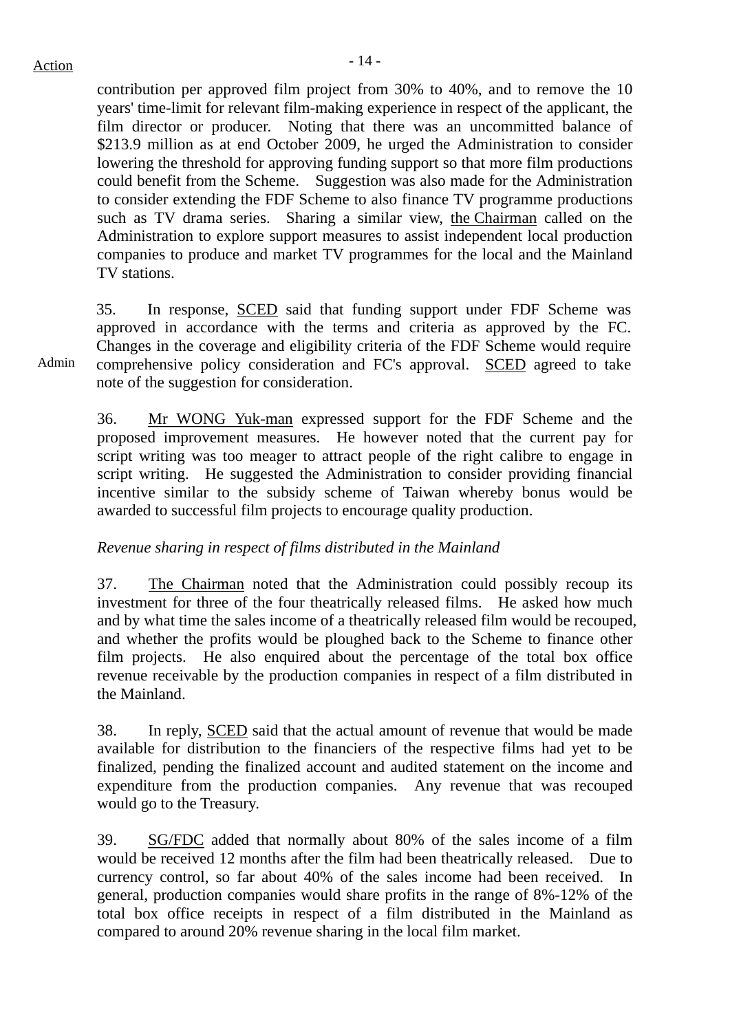contribution per approved film project from 30% to 40%, and to remove the 10 years' time-limit for relevant film-making experience in respect of the applicant, the film director or producer. Noting that there was an uncommitted balance of $213.9 million as at end October 2009, he urged the Administration to consider lowering the threshold for approving funding support so that more film productions could benefit from the Scheme. Suggestion was also made for the Administration to consider extending the FDF Scheme to also finance TV programme productions such as TV drama series. Sharing a similar view, the Chairman called on the Administration to explore support measures to assist independent local production companies to produce and market TV programmes for the local and the Mainland TV stations.

35. In response, SCED said that funding support under FDF Scheme was approved in accordance with the terms and criteria as approved by the FC. Changes in the coverage and eligibility criteria of the FDF Scheme would require comprehensive policy consideration and FC's approval. SCED agreed to take note of the suggestion for consideration. **Admin**

36. Mr WONG Yuk-man expressed support for the FDF Scheme and the proposed improvement measures. He however noted that the current pay for script writing was too meager to attract people of the right calibre to engage in script writing. He suggested the Administration to consider providing financial incentive similar to the subsidy scheme of Taiwan whereby bonus would be awarded to successful film projects to encourage quality production.

*Revenue sharing in respect of films distributed in the Mainland*

37. The Chairman noted that the Administration could possibly recoup its investment for three of the four theatrically released films. He asked how much and by what time the sales income of a theatrically released film would be recouped, and whether the profits would be ploughed back to the Scheme to finance other film projects. He also enquired about the percentage of the total box office revenue receivable by the production companies in respect of a film distributed in the Mainland.

38. In reply, SCED said that the actual amount of revenue that would be made available for distribution to the financiers of the respective films had yet to be finalized, pending the finalized account and audited statement on the income and expenditure from the production companies. Any revenue that was recouped would go to the Treasury.

39. SG/FDC added that normally about 80% of the sales income of a film would be received 12 months after the film had been theatrically released. Due to currency control, so far about 40% of the sales income had been received. In general, production companies would share profits in the range of 8%-12% of the total box office receipts in respect of a film distributed in the Mainland as compared to around 20% revenue sharing in the local film market.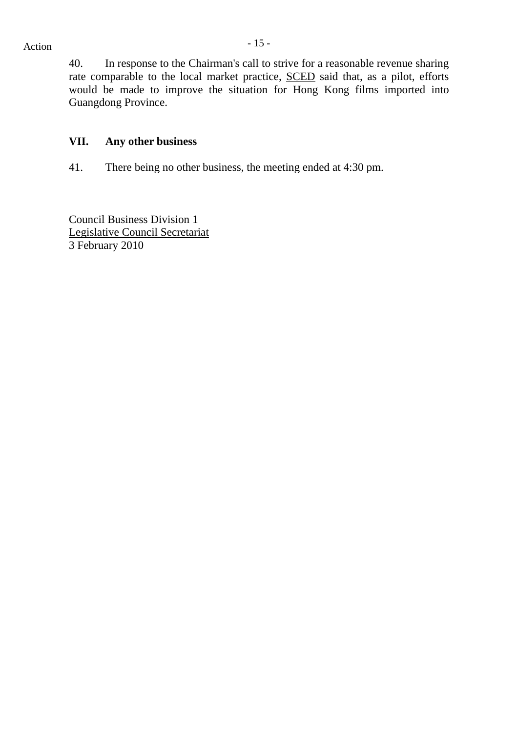Action

40. In response to the Chairman's call to strive for a reasonable revenue sharing rate comparable to the local market practice, SCED said that, as a pilot, efforts would be made to improve the situation for Hong Kong films imported into Guangdong Province.

## VII. Any other business

41. There being no other business, the meeting ended at 4:30 pm.

Council Business Division 1
Legislative Council Secretariat
3 February 2010